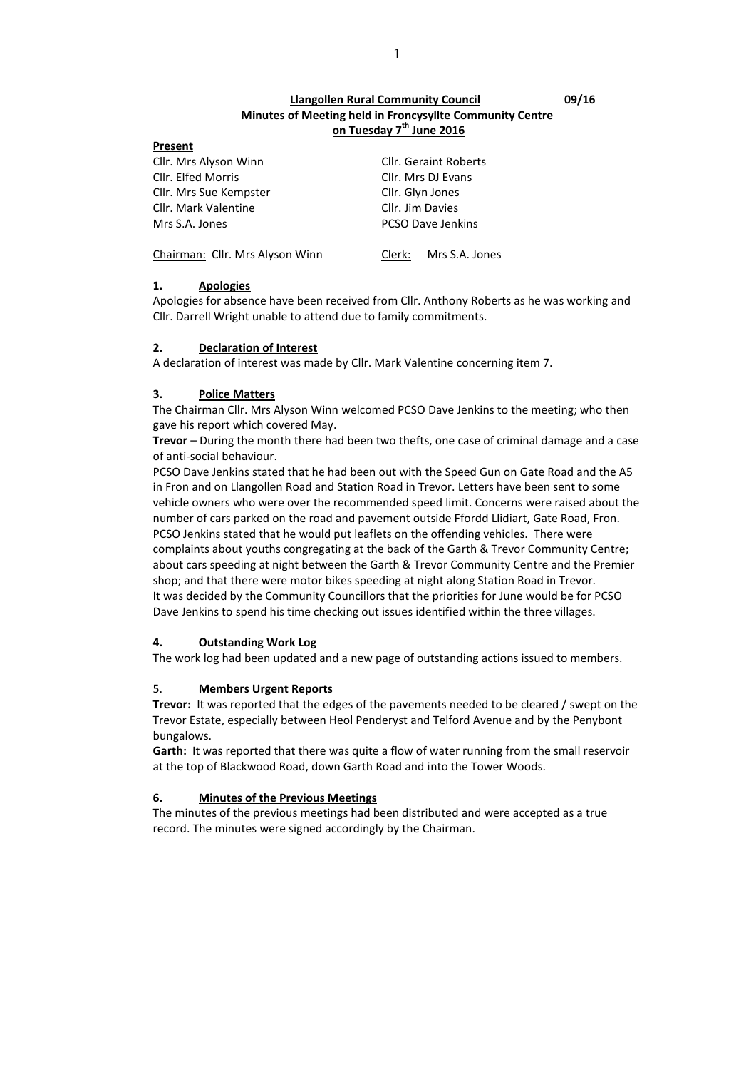**Llangollen Rural Community Council** **09/16**

**Minutes of Meeting held in Froncysyllte Community Centre on Tuesday 7th June 2016**

**Present**

| | |
|---|---|
| Cllr. Mrs Alyson Winn | Cllr. Geraint Roberts |
| Cllr. Elfed Morris | Cllr. Mrs DJ Evans |
| Cllr. Mrs Sue Kempster | Cllr. Glyn Jones |
| Cllr. Mark Valentine | Cllr. Jim Davies |
| Mrs S.A. Jones | PCSO Dave Jenkins |

Chairman: Cllr. Mrs Alyson Winn Clerk: Mrs S.A. Jones

## 1. Apologies

Apologies for absence have been received from Cllr. Anthony Roberts as he was working and Cllr. Darrell Wright unable to attend due to family commitments.

## 2. Declaration of Interest

A declaration of interest was made by Cllr. Mark Valentine concerning item 7.

## 3. Police Matters

The Chairman Cllr. Mrs Alyson Winn welcomed PCSO Dave Jenkins to the meeting; who then gave his report which covered May.

**Trevor** – During the month there had been two thefts, one case of criminal damage and a case of anti-social behaviour.

PCSO Dave Jenkins stated that he had been out with the Speed Gun on Gate Road and the A5 in Fron and on Llangollen Road and Station Road in Trevor. Letters have been sent to some vehicle owners who were over the recommended speed limit. Concerns were raised about the number of cars parked on the road and pavement outside Ffordd Llidiart, Gate Road, Fron. PCSO Jenkins stated that he would put leaflets on the offending vehicles. There were complaints about youths congregating at the back of the Garth & Trevor Community Centre; about cars speeding at night between the Garth & Trevor Community Centre and the Premier shop; and that there were motor bikes speeding at night along Station Road in Trevor.

It was decided by the Community Councillors that the priorities for June would be for PCSO Dave Jenkins to spend his time checking out issues identified within the three villages.

## 4. Outstanding Work Log

The work log had been updated and a new page of outstanding actions issued to members.

## 5. Members Urgent Reports

**Trevor:** It was reported that the edges of the pavements needed to be cleared / swept on the Trevor Estate, especially between Heol Penderyst and Telford Avenue and by the Penybont bungalows.

**Garth:** It was reported that there was quite a flow of water running from the small reservoir at the top of Blackwood Road, down Garth Road and into the Tower Woods.

## 6. Minutes of the Previous Meetings

The minutes of the previous meetings had been distributed and were accepted as a true record. The minutes were signed accordingly by the Chairman.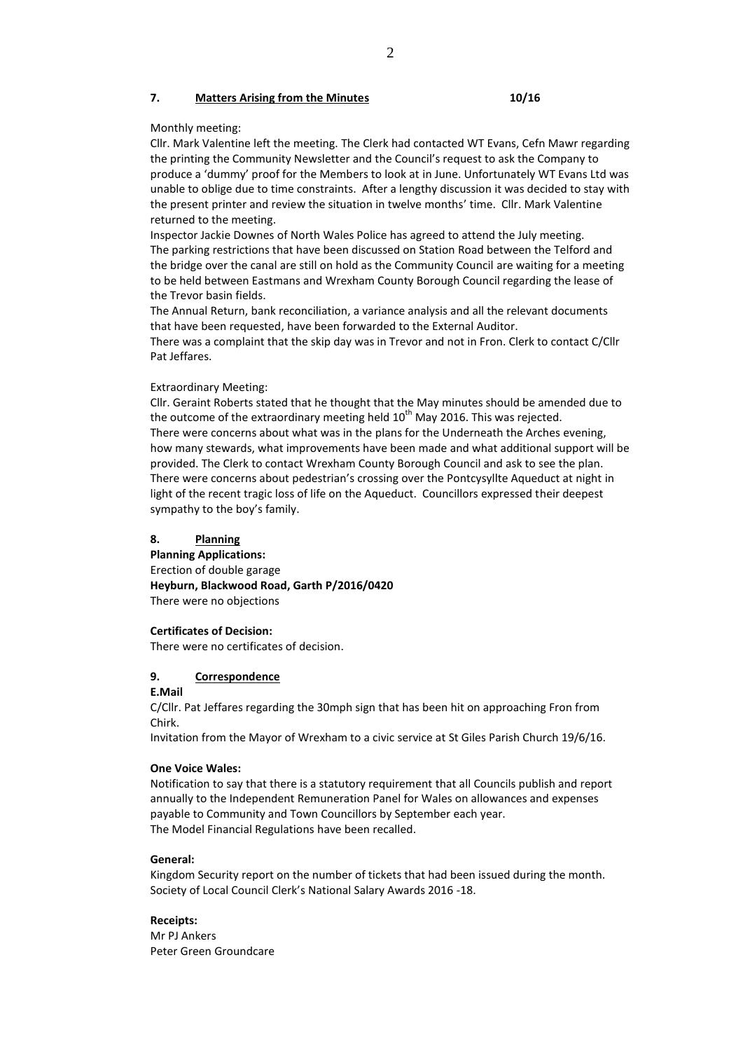## 7. Matters Arising from the Minutes 10/16

Monthly meeting:

Cllr. Mark Valentine left the meeting. The Clerk had contacted WT Evans, Cefn Mawr regarding the printing the Community Newsletter and the Council's request to ask the Company to produce a 'dummy' proof for the Members to look at in June. Unfortunately WT Evans Ltd was unable to oblige due to time constraints. After a lengthy discussion it was decided to stay with the present printer and review the situation in twelve months' time. Cllr. Mark Valentine returned to the meeting.

Inspector Jackie Downes of North Wales Police has agreed to attend the July meeting.

The parking restrictions that have been discussed on Station Road between the Telford and the bridge over the canal are still on hold as the Community Council are waiting for a meeting to be held between Eastmans and Wrexham County Borough Council regarding the lease of the Trevor basin fields.

The Annual Return, bank reconciliation, a variance analysis and all the relevant documents that have been requested, have been forwarded to the External Auditor.

There was a complaint that the skip day was in Trevor and not in Fron. Clerk to contact C/Cllr Pat Jeffares.

Extraordinary Meeting:

Cllr. Geraint Roberts stated that he thought that the May minutes should be amended due to the outcome of the extraordinary meeting held 10th May 2016. This was rejected.

There were concerns about what was in the plans for the Underneath the Arches evening, how many stewards, what improvements have been made and what additional support will be provided. The Clerk to contact Wrexham County Borough Council and ask to see the plan.

There were concerns about pedestrian's crossing over the Pontcysyllte Aqueduct at night in light of the recent tragic loss of life on the Aqueduct. Councillors expressed their deepest sympathy to the boy's family.

## 8. Planning

**Planning Applications:**

Erection of double garage

**Heyburn, Blackwood Road, Garth P/2016/0420**

There were no objections

**Certificates of Decision:**

There were no certificates of decision.

## 9. Correspondence

**E.Mail**

C/Cllr. Pat Jeffares regarding the 30mph sign that has been hit on approaching Fron from Chirk.

Invitation from the Mayor of Wrexham to a civic service at St Giles Parish Church 19/6/16.

**One Voice Wales:**

Notification to say that there is a statutory requirement that all Councils publish and report annually to the Independent Remuneration Panel for Wales on allowances and expenses payable to Community and Town Councillors by September each year.

The Model Financial Regulations have been recalled.

**General:**

Kingdom Security report on the number of tickets that had been issued during the month.

Society of Local Council Clerk's National Salary Awards 2016 -18.

**Receipts:**

Mr PJ Ankers

Peter Green Groundcare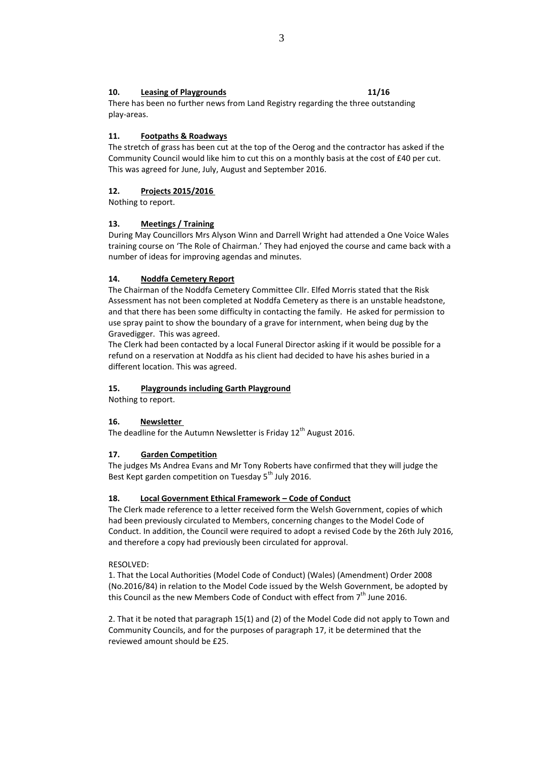**10. Leasing of Playgrounds** **11/16**

There has been no further news from Land Registry regarding the three outstanding play-areas.

**11. Footpaths & Roadways**

The stretch of grass has been cut at the top of the Oerog and the contractor has asked if the Community Council would like him to cut this on a monthly basis at the cost of £40 per cut. This was agreed for June, July, August and September 2016.

**12. Projects 2015/2016**

Nothing to report.

**13. Meetings / Training**

During May Councillors Mrs Alyson Winn and Darrell Wright had attended a One Voice Wales training course on 'The Role of Chairman.' They had enjoyed the course and came back with a number of ideas for improving agendas and minutes.

**14. Noddfa Cemetery Report**

The Chairman of the Noddfa Cemetery Committee Cllr. Elfed Morris stated that the Risk Assessment has not been completed at Noddfa Cemetery as there is an unstable headstone, and that there has been some difficulty in contacting the family. He asked for permission to use spray paint to show the boundary of a grave for internment, when being dug by the Gravedigger. This was agreed.

The Clerk had been contacted by a local Funeral Director asking if it would be possible for a refund on a reservation at Noddfa as his client had decided to have his ashes buried in a different location. This was agreed.

**15. Playgrounds including Garth Playground**

Nothing to report.

**16. Newsletter**

The deadline for the Autumn Newsletter is Friday 12th August 2016.

**17. Garden Competition**

The judges Ms Andrea Evans and Mr Tony Roberts have confirmed that they will judge the Best Kept garden competition on Tuesday 5th July 2016.

**18. Local Government Ethical Framework – Code of Conduct**

The Clerk made reference to a letter received form the Welsh Government, copies of which had been previously circulated to Members, concerning changes to the Model Code of Conduct. In addition, the Council were required to adopt a revised Code by the 26th July 2016, and therefore a copy had previously been circulated for approval.

RESOLVED:

1. That the Local Authorities (Model Code of Conduct) (Wales) (Amendment) Order 2008 (No.2016/84) in relation to the Model Code issued by the Welsh Government, be adopted by this Council as the new Members Code of Conduct with effect from 7th June 2016.

2. That it be noted that paragraph 15(1) and (2) of the Model Code did not apply to Town and Community Councils, and for the purposes of paragraph 17, it be determined that the reviewed amount should be £25.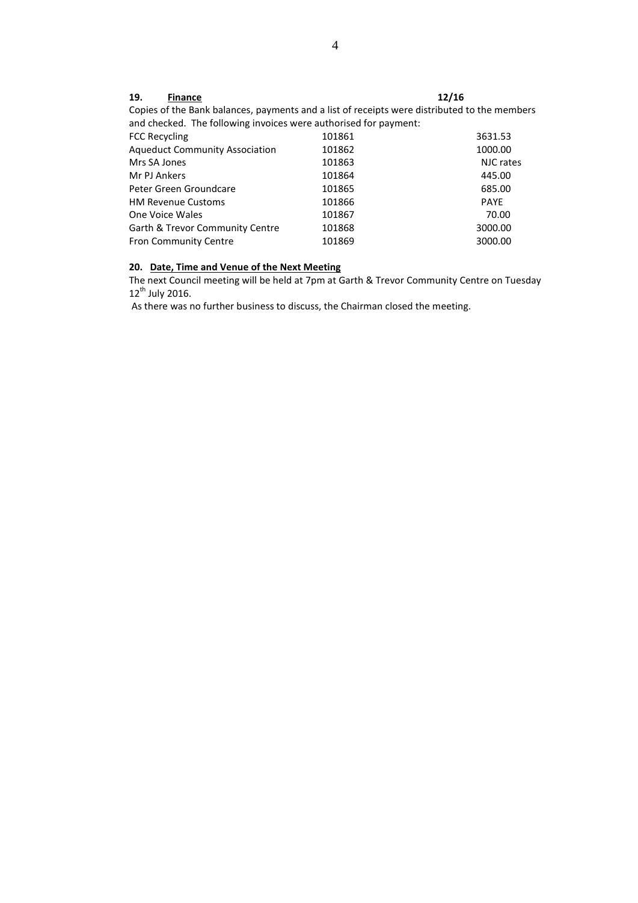**19. Finance** **12/16**

Copies of the Bank balances, payments and a list of receipts were distributed to the members and checked. The following invoices were authorised for payment:

| | | |
|---|---|---|
| FCC Recycling | 101861 | 3631.53 |
| Aqueduct Community Association | 101862 | 1000.00 |
| Mrs SA Jones | 101863 | NJC rates |
| Mr PJ Ankers | 101864 | 445.00 |
| Peter Green Groundcare | 101865 | 685.00 |
| HM Revenue Customs | 101866 | PAYE |
| One Voice Wales | 101867 | 70.00 |
| Garth & Trevor Community Centre | 101868 | 3000.00 |
| Fron Community Centre | 101869 | 3000.00 |

**20. Date, Time and Venue of the Next Meeting**

The next Council meeting will be held at 7pm at Garth & Trevor Community Centre on Tuesday 12th July 2016.

As there was no further business to discuss, the Chairman closed the meeting.